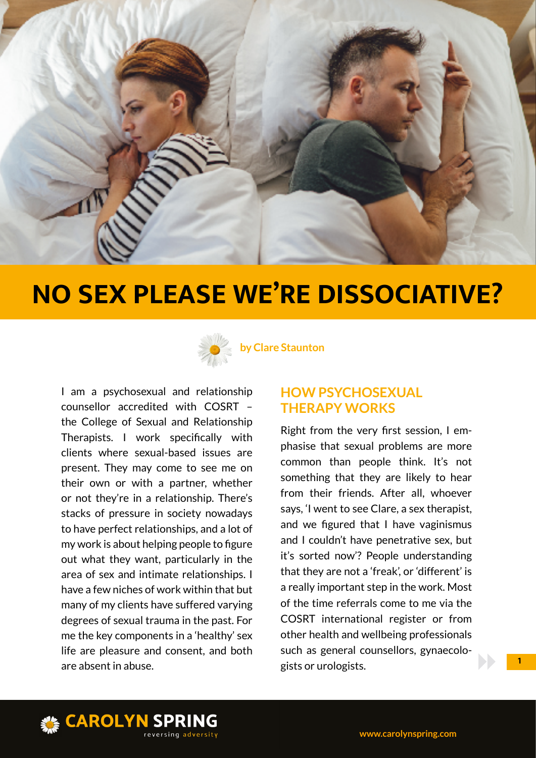# NO SEX PLEASE WE'RE DISSOCIATIVE?

**by Clare Staunton**

I am a psychosexual and relationship counsellor accredited with COSRT – the College of Sexual and Relationship Therapists. I work specifically with clients where sexual-based issues are present. They may come to see me on their own or with a partner, whether or not they're in a relationship. There's stacks of pressure in society nowadays to have perfect relationships, and a lot of my work is about helping people to figure out what they want, particularly in the area of sex and intimate relationships. I have a few niches of work within that but many of my clients have suffered varying degrees of sexual trauma in the past. For me the key components in a 'healthy' sex life are pleasure and consent, and both are absent in abuse.

## HOW PSYCHOSEXUAL THERAPY WORKS

Right from the very first session, I emphasise that sexual problems are more common than people think. It's not something that they are likely to hear from their friends. After all, whoever says, 'I went to see Clare, a sex therapist, and we figured that I have vaginismus and I couldn't have penetrative sex, but it's sorted now'? People understanding that they are not a 'freak', or 'different' is a really important step in the work. Most of the time referrals come to me via the COSRT international register or from other health and wellbeing professionals such as general counsellors, gynaecologists or urologists.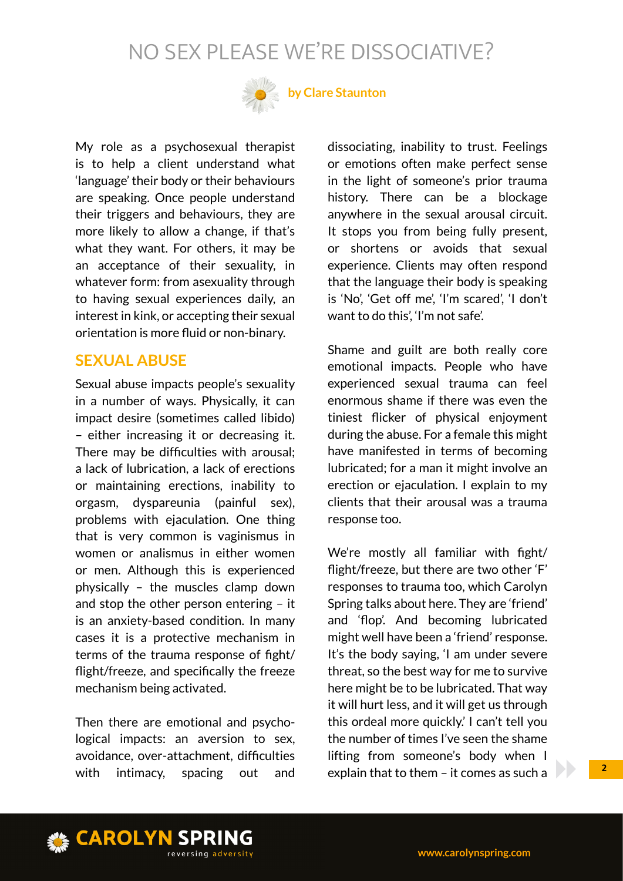# NO SEX PLEASE WE'RE DISSOCIATIVE?

**by Clare Staunton**

My role as a psychosexual therapist is to help a client understand what 'language' their body or their behaviours are speaking. Once people understand their triggers and behaviours, they are more likely to allow a change, if that's what they want. For others, it may be an acceptance of their sexuality, in whatever form: from asexuality through to having sexual experiences daily, an interest in kink, or accepting their sexual orientation is more fluid or non-binary.

## SEXUAL ABUSE

Sexual abuse impacts people's sexuality in a number of ways. Physically, it can impact desire (sometimes called libido) – either increasing it or decreasing it. There may be difficulties with arousal; a lack of lubrication, a lack of erections or maintaining erections, inability to orgasm, dyspareunia (painful sex), problems with ejaculation. One thing that is very common is vaginismus in women or analismus in either women or men. Although this is experienced physically – the muscles clamp down and stop the other person entering – it is an anxiety-based condition. In many cases it is a protective mechanism in terms of the trauma response of fight/flight/freeze, and specifically the freeze mechanism being activated.

Then there are emotional and psychological impacts: an aversion to sex, avoidance, over-attachment, difficulties with intimacy, spacing out and dissociating, inability to trust. Feelings or emotions often make perfect sense in the light of someone's prior trauma history. There can be a blockage anywhere in the sexual arousal circuit. It stops you from being fully present, or shortens or avoids that sexual experience. Clients may often respond that the language their body is speaking is 'No', 'Get off me', 'I'm scared', 'I don't want to do this', 'I'm not safe'.

Shame and guilt are both really core emotional impacts. People who have experienced sexual trauma can feel enormous shame if there was even the tiniest flicker of physical enjoyment during the abuse. For a female this might have manifested in terms of becoming lubricated; for a man it might involve an erection or ejaculation. I explain to my clients that their arousal was a trauma response too.

We're mostly all familiar with fight/flight/freeze, but there are two other 'F' responses to trauma too, which Carolyn Spring talks about here. They are 'friend' and 'flop'. And becoming lubricated might well have been a 'friend' response. It's the body saying, 'I am under severe threat, so the best way for me to survive here might be to be lubricated. That way it will hurt less, and it will get us through this ordeal more quickly.' I can't tell you the number of times I've seen the shame lifting from someone's body when I explain that to them – it comes as such a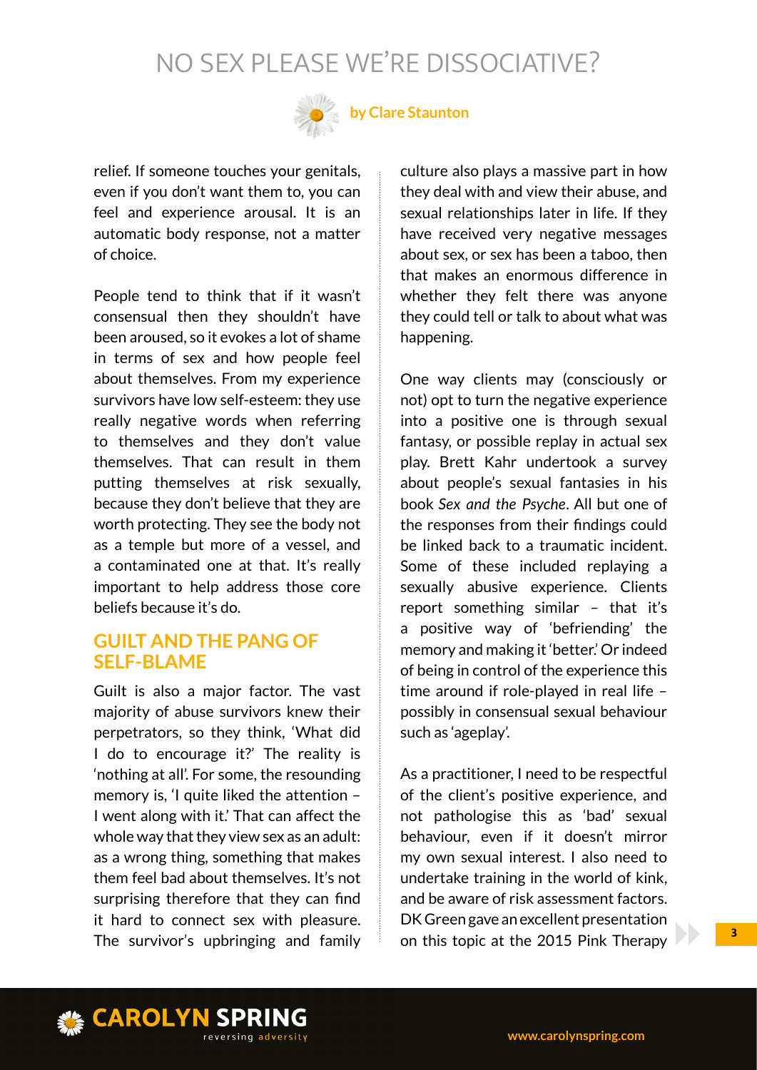relief. If someone touches your genitals, even if you don't want them to, you can feel and experience arousal. It is an automatic body response, not a matter of choice.

People tend to think that if it wasn't consensual then they shouldn't have been aroused, so it evokes a lot of shame in terms of sex and how people feel about themselves. From my experience survivors have low self-esteem: they use really negative words when referring to themselves and they don't value themselves. That can result in them putting themselves at risk sexually, because they don't believe that they are worth protecting. They see the body not as a temple but more of a vessel, and a contaminated one at that. It's really important to help address those core beliefs because it's do.

## GUILT AND THE PANG OF SELF-BLAME

Guilt is also a major factor. The vast majority of abuse survivors knew their perpetrators, so they think, 'What did I do to encourage it?' The reality is 'nothing at all'. For some, the resounding memory is, 'I quite liked the attention – I went along with it.' That can affect the whole way that they view sex as an adult: as a wrong thing, something that makes them feel bad about themselves. It's not surprising therefore that they can find it hard to connect sex with pleasure. The survivor's upbringing and family culture also plays a massive part in how they deal with and view their abuse, and sexual relationships later in life. If they have received very negative messages about sex, or sex has been a taboo, then that makes an enormous difference in whether they felt there was anyone they could tell or talk to about what was happening.

One way clients may (consciously or not) opt to turn the negative experience into a positive one is through sexual fantasy, or possible replay in actual sex play. Brett Kahr undertook a survey about people's sexual fantasies in his book *Sex and the Psyche*. All but one of the responses from their findings could be linked back to a traumatic incident. Some of these included replaying a sexually abusive experience. Clients report something similar – that it's a positive way of 'befriending' the memory and making it 'better.' Or indeed of being in control of the experience this time around if role-played in real life – possibly in consensual sexual behaviour such as 'ageplay'.

As a practitioner, I need to be respectful of the client's positive experience, and not pathologise this as 'bad' sexual behaviour, even if it doesn't mirror my own sexual interest. I also need to undertake training in the world of kink, and be aware of risk assessment factors. DK Green gave an excellent presentation on this topic at the 2015 Pink Therapy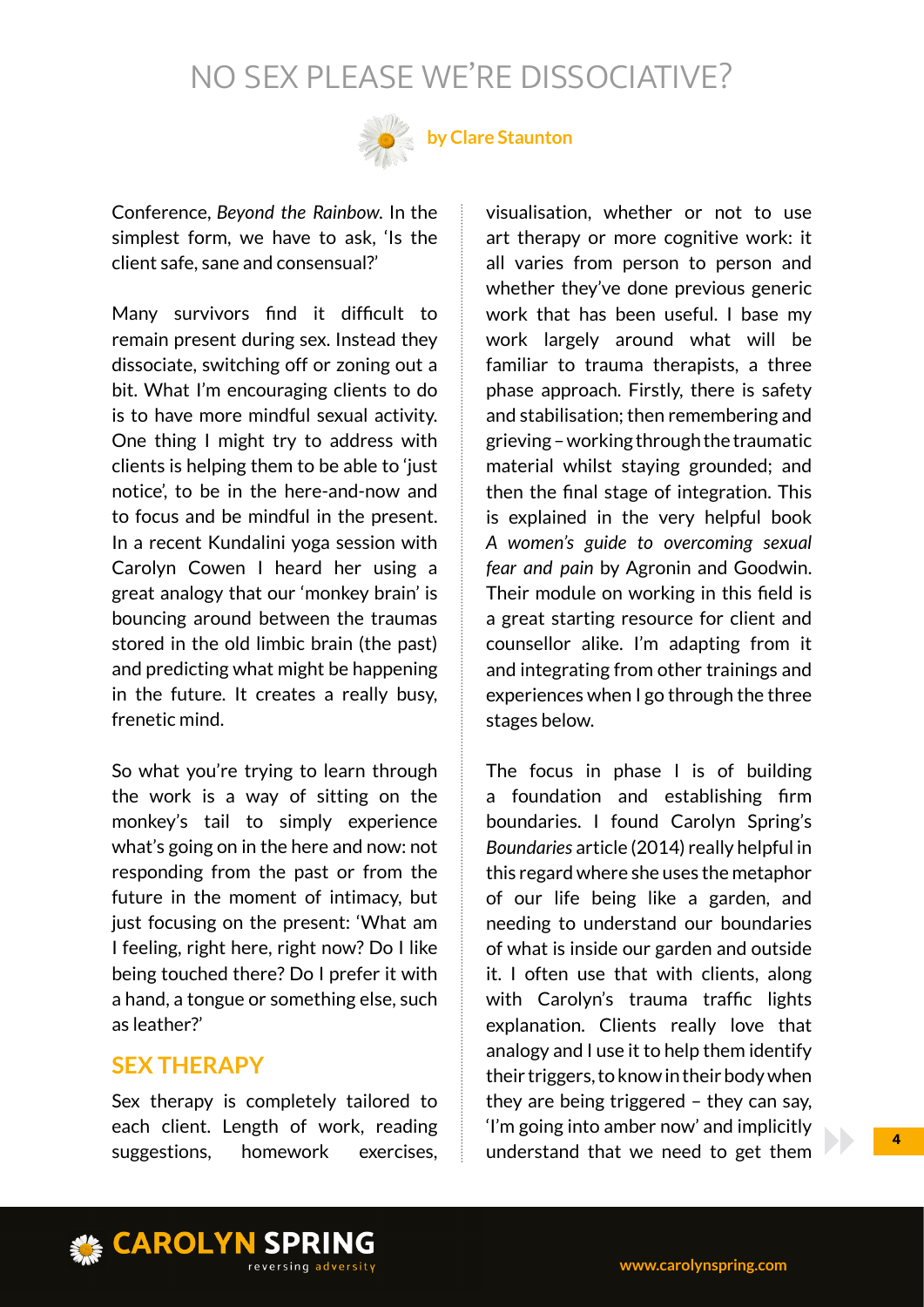Conference, *Beyond the Rainbow*. In the simplest form, we have to ask, 'Is the client safe, sane and consensual?'

Many survivors find it difficult to remain present during sex. Instead they dissociate, switching off or zoning out a bit. What I'm encouraging clients to do is to have more mindful sexual activity. One thing I might try to address with clients is helping them to be able to 'just notice', to be in the here-and-now and to focus and be mindful in the present. In a recent Kundalini yoga session with Carolyn Cowen I heard her using a great analogy that our 'monkey brain' is bouncing around between the traumas stored in the old limbic brain (the past) and predicting what might be happening in the future. It creates a really busy, frenetic mind.

So what you're trying to learn through the work is a way of sitting on the monkey's tail to simply experience what's going on in the here and now: not responding from the past or from the future in the moment of intimacy, but just focusing on the present: 'What am I feeling, right here, right now? Do I like being touched there? Do I prefer it with a hand, a tongue or something else, such as leather?'

## SEX THERAPY

Sex therapy is completely tailored to each client. Length of work, reading suggestions, homework exercises, visualisation, whether or not to use art therapy or more cognitive work: it all varies from person to person and whether they've done previous generic work that has been useful. I base my work largely around what will be familiar to trauma therapists, a three phase approach. Firstly, there is safety and stabilisation; then remembering and grieving – working through the traumatic material whilst staying grounded; and then the final stage of integration. This is explained in the very helpful book *A women's guide to overcoming sexual fear and pain* by Agronin and Goodwin. Their module on working in this field is a great starting resource for client and counsellor alike. I'm adapting from it and integrating from other trainings and experiences when I go through the three stages below.

The focus in phase I is of building a foundation and establishing firm boundaries. I found Carolyn Spring's *Boundaries* article (2014) really helpful in this regard where she uses the metaphor of our life being like a garden, and needing to understand our boundaries of what is inside our garden and outside it. I often use that with clients, along with Carolyn's trauma traffic lights explanation. Clients really love that analogy and I use it to help them identify their triggers, to know in their body when they are being triggered – they can say, 'I'm going into amber now' and implicitly understand that we need to get them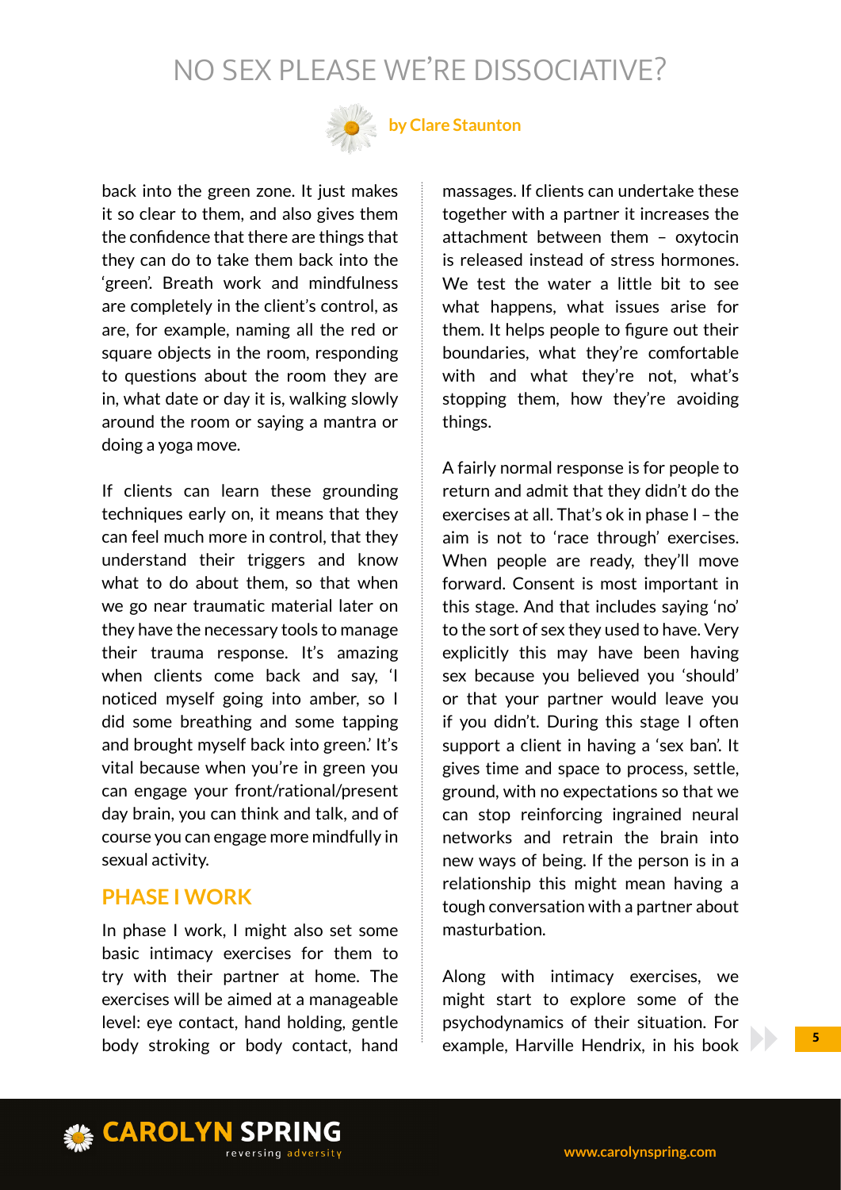back into the green zone. It just makes it so clear to them, and also gives them the confidence that there are things that they can do to take them back into the 'green'. Breath work and mindfulness are completely in the client's control, as are, for example, naming all the red or square objects in the room, responding to questions about the room they are in, what date or day it is, walking slowly around the room or saying a mantra or doing a yoga move.

If clients can learn these grounding techniques early on, it means that they can feel much more in control, that they understand their triggers and know what to do about them, so that when we go near traumatic material later on they have the necessary tools to manage their trauma response. It's amazing when clients come back and say, 'I noticed myself going into amber, so I did some breathing and some tapping and brought myself back into green.' It's vital because when you're in green you can engage your front/rational/present day brain, you can think and talk, and of course you can engage more mindfully in sexual activity.

## PHASE I WORK

In phase I work, I might also set some basic intimacy exercises for them to try with their partner at home. The exercises will be aimed at a manageable level: eye contact, hand holding, gentle body stroking or body contact, hand massages. If clients can undertake these together with a partner it increases the attachment between them – oxytocin is released instead of stress hormones. We test the water a little bit to see what happens, what issues arise for them. It helps people to figure out their boundaries, what they're comfortable with and what they're not, what's stopping them, how they're avoiding things.

A fairly normal response is for people to return and admit that they didn't do the exercises at all. That's ok in phase I – the aim is not to 'race through' exercises. When people are ready, they'll move forward. Consent is most important in this stage. And that includes saying 'no' to the sort of sex they used to have. Very explicitly this may have been having sex because you believed you 'should' or that your partner would leave you if you didn't. During this stage I often support a client in having a 'sex ban'. It gives time and space to process, settle, ground, with no expectations so that we can stop reinforcing ingrained neural networks and retrain the brain into new ways of being. If the person is in a relationship this might mean having a tough conversation with a partner about masturbation.

Along with intimacy exercises, we might start to explore some of the psychodynamics of their situation. For example, Harville Hendrix, in his book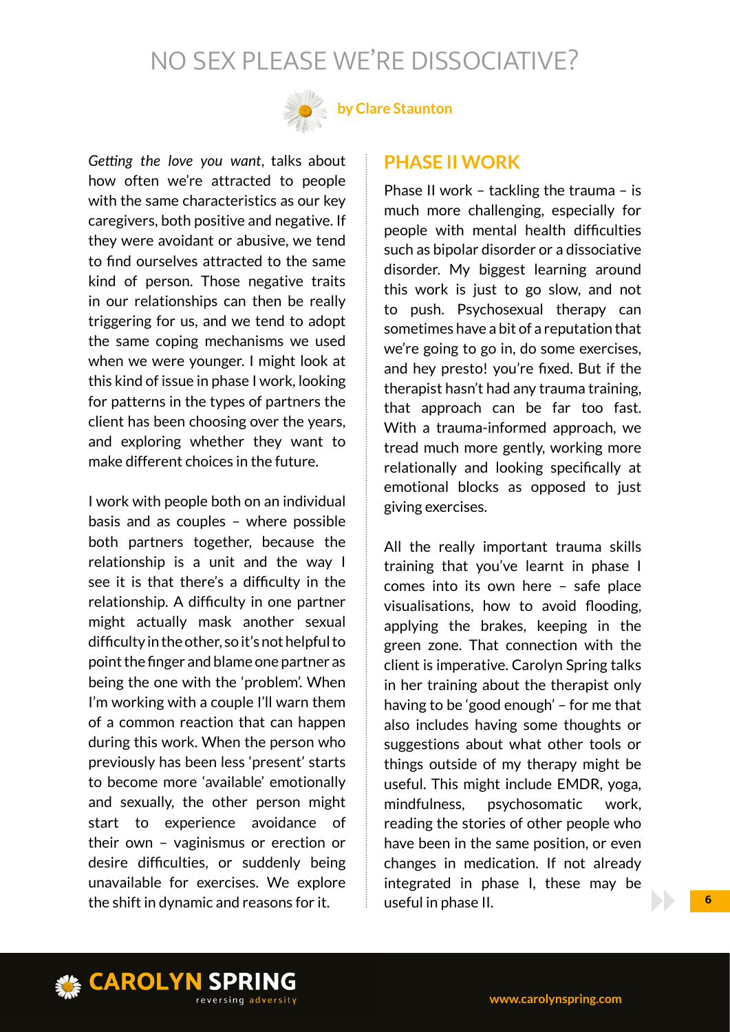# NO SEX PLEASE WE'RE DISSOCIATIVE?

**by Clare Staunton**

*Getting the love you want*, talks about how often we're attracted to people with the same characteristics as our key caregivers, both positive and negative. If they were avoidant or abusive, we tend to find ourselves attracted to the same kind of person. Those negative traits in our relationships can then be really triggering for us, and we tend to adopt the same coping mechanisms we used when we were younger. I might look at this kind of issue in phase I work, looking for patterns in the types of partners the client has been choosing over the years, and exploring whether they want to make different choices in the future.

I work with people both on an individual basis and as couples – where possible both partners together, because the relationship is a unit and the way I see it is that there's a difficulty in the relationship. A difficulty in one partner might actually mask another sexual difficulty in the other, so it's not helpful to point the finger and blame one partner as being the one with the 'problem'. When I'm working with a couple I'll warn them of a common reaction that can happen during this work. When the person who previously has been less 'present' starts to become more 'available' emotionally and sexually, the other person might start to experience avoidance of their own – vaginismus or erection or desire difficulties, or suddenly being unavailable for exercises. We explore the shift in dynamic and reasons for it.

## PHASE II WORK

Phase II work – tackling the trauma – is much more challenging, especially for people with mental health difficulties such as bipolar disorder or a dissociative disorder. My biggest learning around this work is just to go slow, and not to push. Psychosexual therapy can sometimes have a bit of a reputation that we're going to go in, do some exercises, and hey presto! you're fixed. But if the therapist hasn't had any trauma training, that approach can be far too fast. With a trauma-informed approach, we tread much more gently, working more relationally and looking specifically at emotional blocks as opposed to just giving exercises.

All the really important trauma skills training that you've learnt in phase I comes into its own here – safe place visualisations, how to avoid flooding, applying the brakes, keeping in the green zone. That connection with the client is imperative. Carolyn Spring talks in her training about the therapist only having to be 'good enough' – for me that also includes having some thoughts or suggestions about what other tools or things outside of my therapy might be useful. This might include EMDR, yoga, mindfulness, psychosomatic work, reading the stories of other people who have been in the same position, or even changes in medication. If not already integrated in phase I, these may be useful in phase II.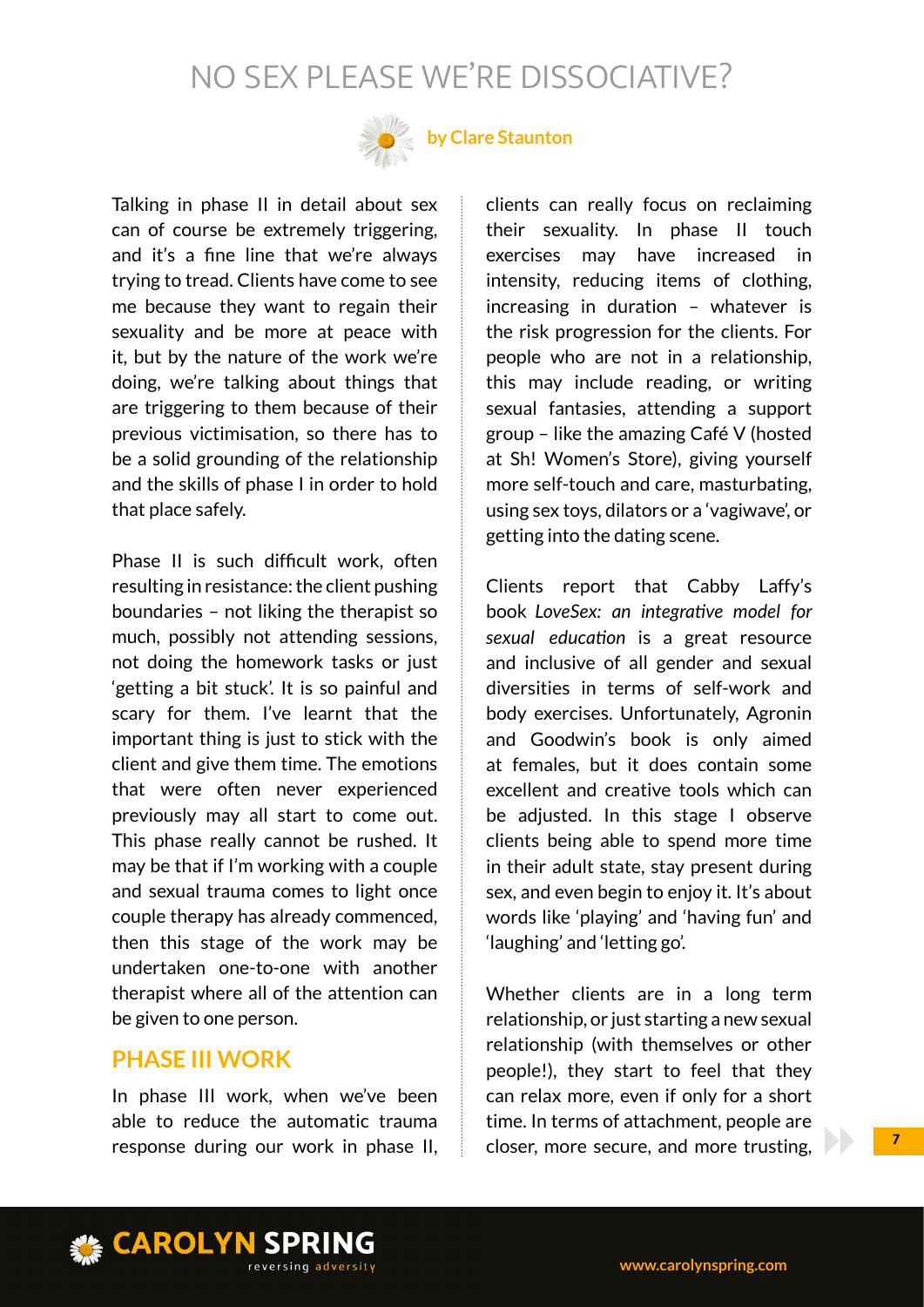# NO SEX PLEASE WE'RE DISSOCIATIVE?

**by Clare Staunton**

Talking in phase II in detail about sex can of course be extremely triggering, and it's a fine line that we're always trying to tread. Clients have come to see me because they want to regain their sexuality and be more at peace with it, but by the nature of the work we're doing, we're talking about things that are triggering to them because of their previous victimisation, so there has to be a solid grounding of the relationship and the skills of phase I in order to hold that place safely.

Phase II is such difficult work, often resulting in resistance: the client pushing boundaries – not liking the therapist so much, possibly not attending sessions, not doing the homework tasks or just 'getting a bit stuck'. It is so painful and scary for them. I've learnt that the important thing is just to stick with the client and give them time. The emotions that were often never experienced previously may all start to come out. This phase really cannot be rushed. It may be that if I'm working with a couple and sexual trauma comes to light once couple therapy has already commenced, then this stage of the work may be undertaken one-to-one with another therapist where all of the attention can be given to one person.

## PHASE III WORK

In phase III work, when we've been able to reduce the automatic trauma response during our work in phase II, clients can really focus on reclaiming their sexuality. In phase II touch exercises may have increased in intensity, reducing items of clothing, increasing in duration – whatever is the risk progression for the clients. For people who are not in a relationship, this may include reading, or writing sexual fantasies, attending a support group – like the amazing Café V (hosted at Sh! Women's Store), giving yourself more self-touch and care, masturbating, using sex toys, dilators or a 'vagiwave', or getting into the dating scene.

Clients report that Cabby Laffy's book *LoveSex: an integrative model for sexual education* is a great resource and inclusive of all gender and sexual diversities in terms of self-work and body exercises. Unfortunately, Agronin and Goodwin's book is only aimed at females, but it does contain some excellent and creative tools which can be adjusted. In this stage I observe clients being able to spend more time in their adult state, stay present during sex, and even begin to enjoy it. It's about words like 'playing' and 'having fun' and 'laughing' and 'letting go'.

Whether clients are in a long term relationship, or just starting a new sexual relationship (with themselves or other people!), they start to feel that they can relax more, even if only for a short time. In terms of attachment, people are closer, more secure, and more trusting,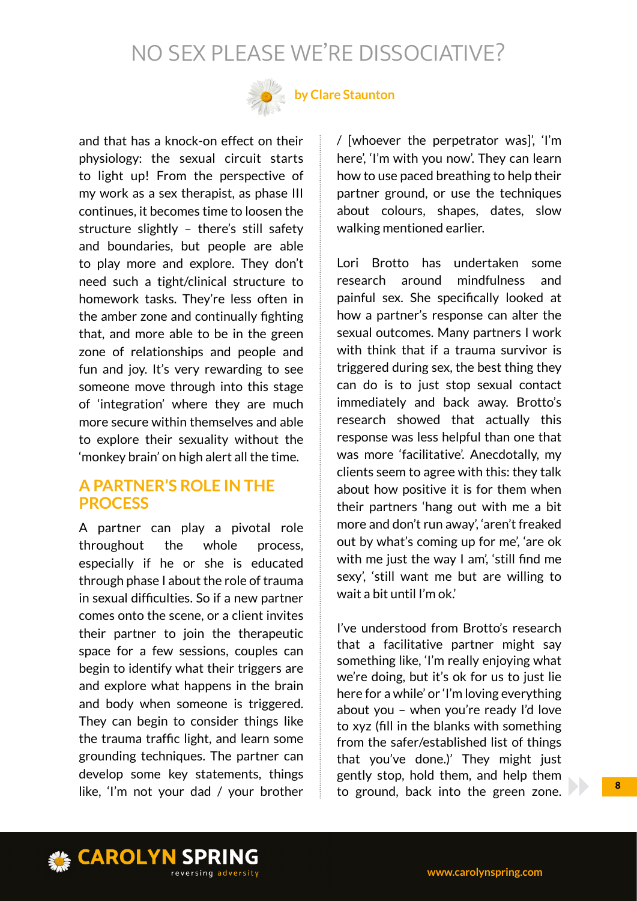and that has a knock-on effect on their physiology: the sexual circuit starts to light up! From the perspective of my work as a sex therapist, as phase III continues, it becomes time to loosen the structure slightly – there's still safety and boundaries, but people are able to play more and explore. They don't need such a tight/clinical structure to homework tasks. They're less often in the amber zone and continually fighting that, and more able to be in the green zone of relationships and people and fun and joy. It's very rewarding to see someone move through into this stage of 'integration' where they are much more secure within themselves and able to explore their sexuality without the 'monkey brain' on high alert all the time.

## A PARTNER'S ROLE IN THE PROCESS

A partner can play a pivotal role throughout the whole process, especially if he or she is educated through phase I about the role of trauma in sexual difficulties. So if a new partner comes onto the scene, or a client invites their partner to join the therapeutic space for a few sessions, couples can begin to identify what their triggers are and explore what happens in the brain and body when someone is triggered. They can begin to consider things like the trauma traffic light, and learn some grounding techniques. The partner can develop some key statements, things like, 'I'm not your dad / your brother / [whoever the perpetrator was]', 'I'm here', 'I'm with you now'. They can learn how to use paced breathing to help their partner ground, or use the techniques about colours, shapes, dates, slow walking mentioned earlier.

Lori Brotto has undertaken some research around mindfulness and painful sex. She specifically looked at how a partner's response can alter the sexual outcomes. Many partners I work with think that if a trauma survivor is triggered during sex, the best thing they can do is to just stop sexual contact immediately and back away. Brotto's research showed that actually this response was less helpful than one that was more 'facilitative'. Anecdotally, my clients seem to agree with this: they talk about how positive it is for them when their partners 'hang out with me a bit more and don't run away', 'aren't freaked out by what's coming up for me', 'are ok with me just the way I am', 'still find me sexy', 'still want me but are willing to wait a bit until I'm ok.'

I've understood from Brotto's research that a facilitative partner might say something like, 'I'm really enjoying what we're doing, but it's ok for us to just lie here for a while' or 'I'm loving everything about you – when you're ready I'd love to xyz (fill in the blanks with something from the safer/established list of things that you've done.)' They might just gently stop, hold them, and help them to ground, back into the green zone.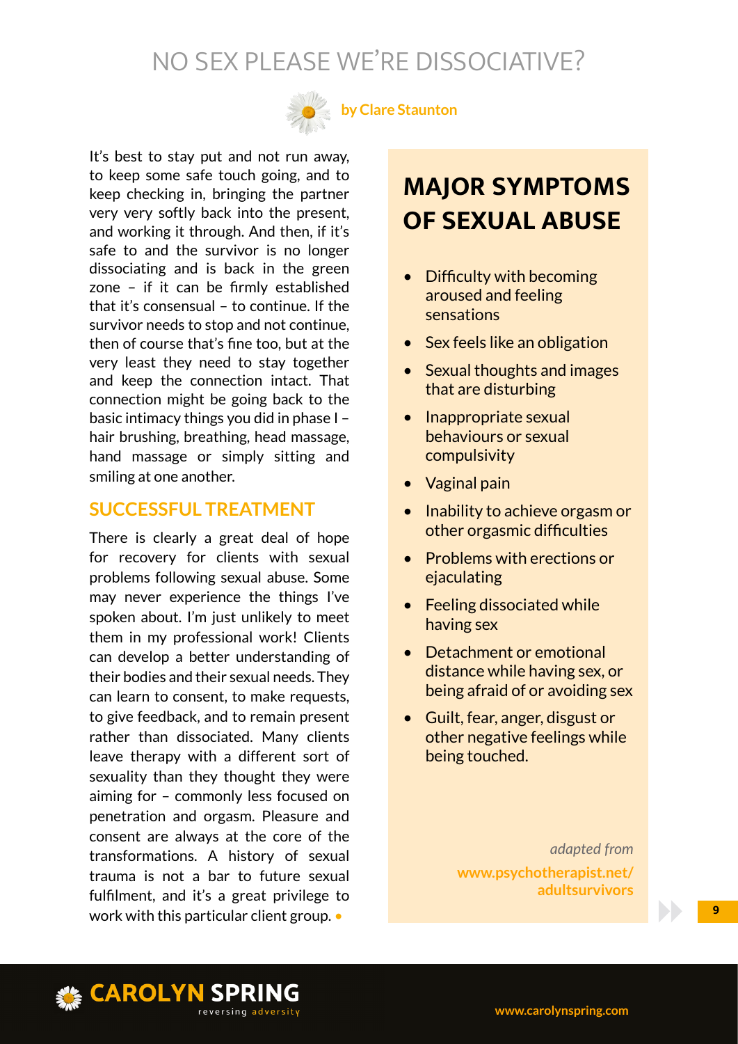# NO SEX PLEASE WE'RE DISSOCIATIVE?

**by Clare Staunton**

It's best to stay put and not run away, to keep some safe touch going, and to keep checking in, bringing the partner very very softly back into the present, and working it through. And then, if it's safe to and the survivor is no longer dissociating and is back in the green zone – if it can be firmly established that it's consensual – to continue. If the survivor needs to stop and not continue, then of course that's fine too, but at the very least they need to stay together and keep the connection intact. That connection might be going back to the basic intimacy things you did in phase I – hair brushing, breathing, head massage, hand massage or simply sitting and smiling at one another.

## SUCCESSFUL TREATMENT

There is clearly a great deal of hope for recovery for clients with sexual problems following sexual abuse. Some may never experience the things I've spoken about. I'm just unlikely to meet them in my professional work! Clients can develop a better understanding of their bodies and their sexual needs. They can learn to consent, to make requests, to give feedback, and to remain present rather than dissociated. Many clients leave therapy with a different sort of sexuality than they thought they were aiming for – commonly less focused on penetration and orgasm. Pleasure and consent are always at the core of the transformations. A history of sexual trauma is not a bar to future sexual fulfilment, and it's a great privilege to work with this particular client group. •

## MAJOR SYMPTOMS OF SEXUAL ABUSE

- Difficulty with becoming aroused and feeling sensations
- Sex feels like an obligation
- Sexual thoughts and images that are disturbing
- Inappropriate sexual behaviours or sexual compulsivity
- Vaginal pain
- Inability to achieve orgasm or other orgasmic difficulties
- Problems with erections or ejaculating
- Feeling dissociated while having sex
- Detachment or emotional distance while having sex, or being afraid of or avoiding sex
- Guilt, fear, anger, disgust or other negative feelings while being touched.

*adapted from*
**www.psychotherapist.net/adultsurvivors**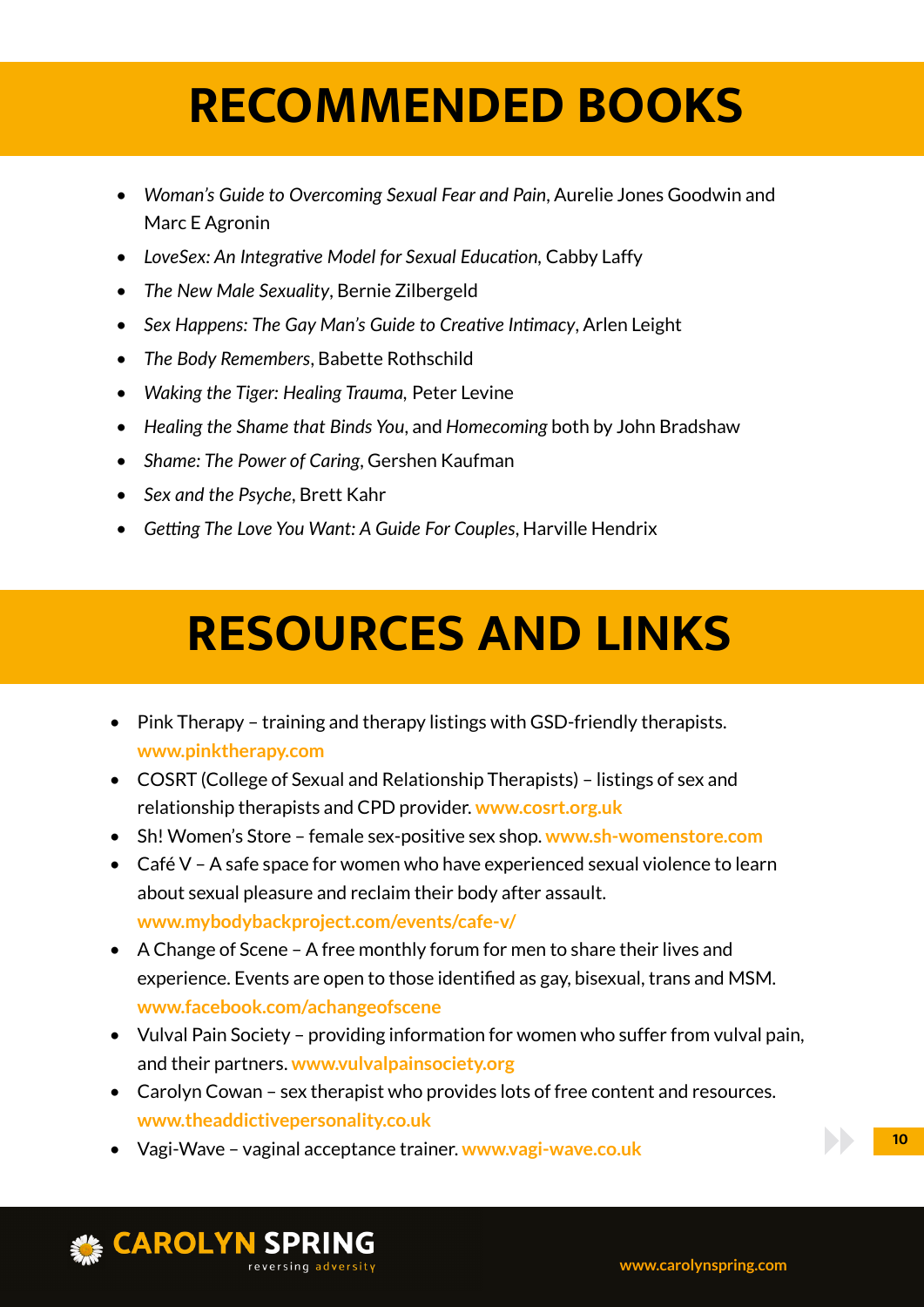# RECOMMENDED BOOKS

- *Woman's Guide to Overcoming Sexual Fear and Pain*, Aurelie Jones Goodwin and Marc E Agronin
- *LoveSex: An Integrative Model for Sexual Education*, Cabby Laffy
- *The New Male Sexuality*, Bernie Zilbergeld
- *Sex Happens: The Gay Man's Guide to Creative Intimacy*, Arlen Leight
- *The Body Remembers*, Babette Rothschild
- *Waking the Tiger: Healing Trauma,* Peter Levine
- *Healing the Shame that Binds You*, and *Homecoming* both by John Bradshaw
- *Shame: The Power of Caring*, Gershen Kaufman
- *Sex and the Psyche*, Brett Kahr
- *Getting The Love You Want: A Guide For Couples*, Harville Hendrix

# RESOURCES AND LINKS

- Pink Therapy – training and therapy listings with GSD-friendly therapists. **www.pinktherapy.com**
- COSRT (College of Sexual and Relationship Therapists) – listings of sex and relationship therapists and CPD provider. **www.cosrt.org.uk**
- Sh! Women's Store – female sex-positive sex shop. **www.sh-womenstore.com**
- Café V – A safe space for women who have experienced sexual violence to learn about sexual pleasure and reclaim their body after assault. **www.mybodybackproject.com/events/cafe-v/**
- A Change of Scene – A free monthly forum for men to share their lives and experience. Events are open to those identified as gay, bisexual, trans and MSM. **www.facebook.com/achangeofscene**
- Vulval Pain Society – providing information for women who suffer from vulval pain, and their partners. **www.vulvalpainsociety.org**
- Carolyn Cowan – sex therapist who provides lots of free content and resources. **www.theaddictivepersonality.co.uk**
- Vagi-Wave – vaginal acceptance trainer. **www.vagi-wave.co.uk**